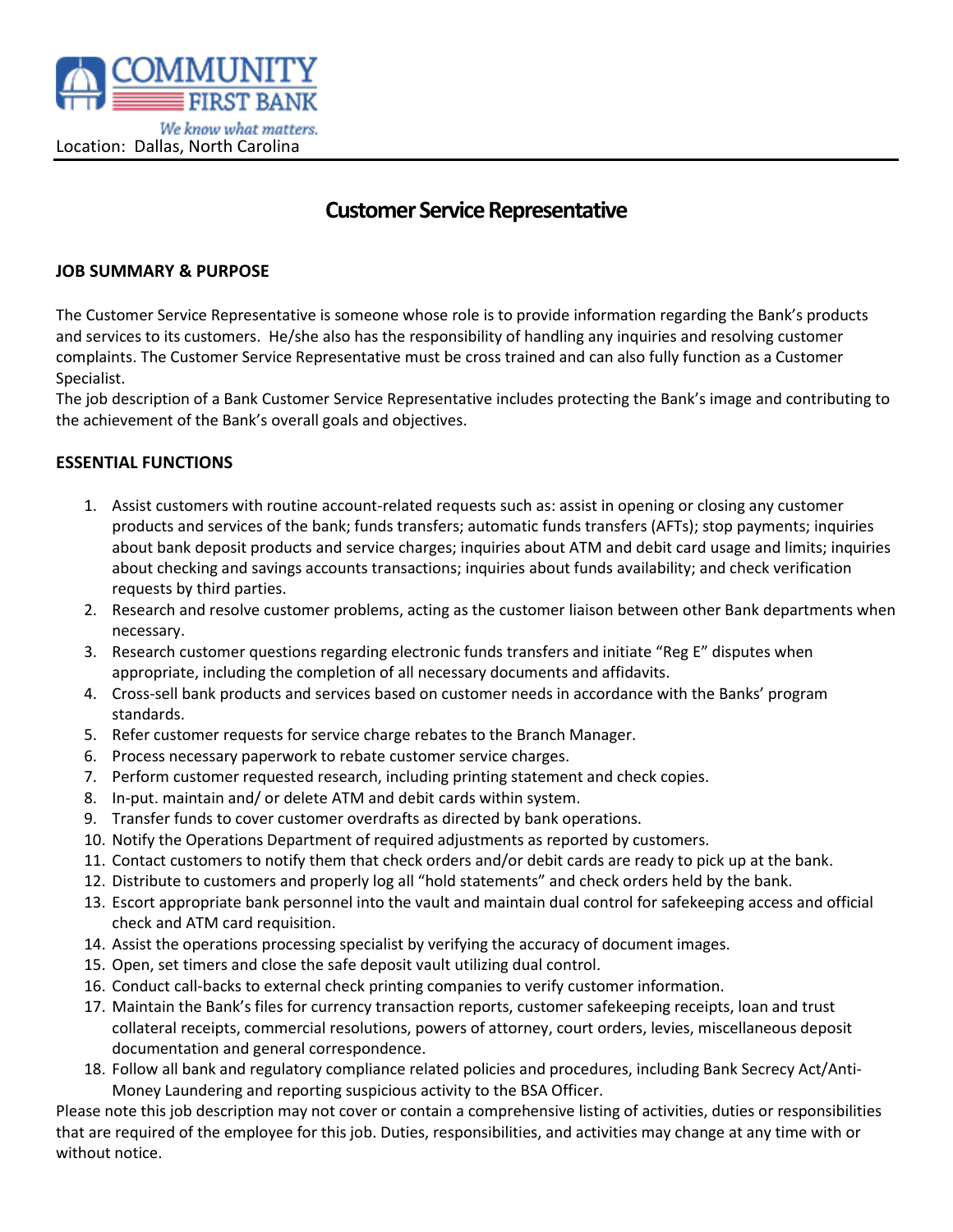COMMUNITY FIRST BANK

*We know what matters.*

Location: Dallas, North Carolina

# Customer Service Representative

## JOB SUMMARY & PURPOSE

The Customer Service Representative is someone whose role is to provide information regarding the Bank's products and services to its customers. He/she also has the responsibility of handling any inquiries and resolving customer complaints. The Customer Service Representative must be cross trained and can also fully function as a Customer Specialist.

The job description of a Bank Customer Service Representative includes protecting the Bank's image and contributing to the achievement of the Bank's overall goals and objectives.

## ESSENTIAL FUNCTIONS

1. Assist customers with routine account-related requests such as: assist in opening or closing any customer products and services of the bank; funds transfers; automatic funds transfers (AFTs); stop payments; inquiries about bank deposit products and service charges; inquiries about ATM and debit card usage and limits; inquiries about checking and savings accounts transactions; inquiries about funds availability; and check verification requests by third parties.
2. Research and resolve customer problems, acting as the customer liaison between other Bank departments when necessary.
3. Research customer questions regarding electronic funds transfers and initiate "Reg E" disputes when appropriate, including the completion of all necessary documents and affidavits.
4. Cross-sell bank products and services based on customer needs in accordance with the Banks' program standards.
5. Refer customer requests for service charge rebates to the Branch Manager.
6. Process necessary paperwork to rebate customer service charges.
7. Perform customer requested research, including printing statement and check copies.
8. In-put. maintain and/ or delete ATM and debit cards within system.
9. Transfer funds to cover customer overdrafts as directed by bank operations.
10. Notify the Operations Department of required adjustments as reported by customers.
11. Contact customers to notify them that check orders and/or debit cards are ready to pick up at the bank.
12. Distribute to customers and properly log all "hold statements" and check orders held by the bank.
13. Escort appropriate bank personnel into the vault and maintain dual control for safekeeping access and official check and ATM card requisition.
14. Assist the operations processing specialist by verifying the accuracy of document images.
15. Open, set timers and close the safe deposit vault utilizing dual control.
16. Conduct call-backs to external check printing companies to verify customer information.
17. Maintain the Bank's files for currency transaction reports, customer safekeeping receipts, loan and trust collateral receipts, commercial resolutions, powers of attorney, court orders, levies, miscellaneous deposit documentation and general correspondence.
18. Follow all bank and regulatory compliance related policies and procedures, including Bank Secrecy Act/Anti-Money Laundering and reporting suspicious activity to the BSA Officer.

Please note this job description may not cover or contain a comprehensive listing of activities, duties or responsibilities that are required of the employee for this job. Duties, responsibilities, and activities may change at any time with or without notice.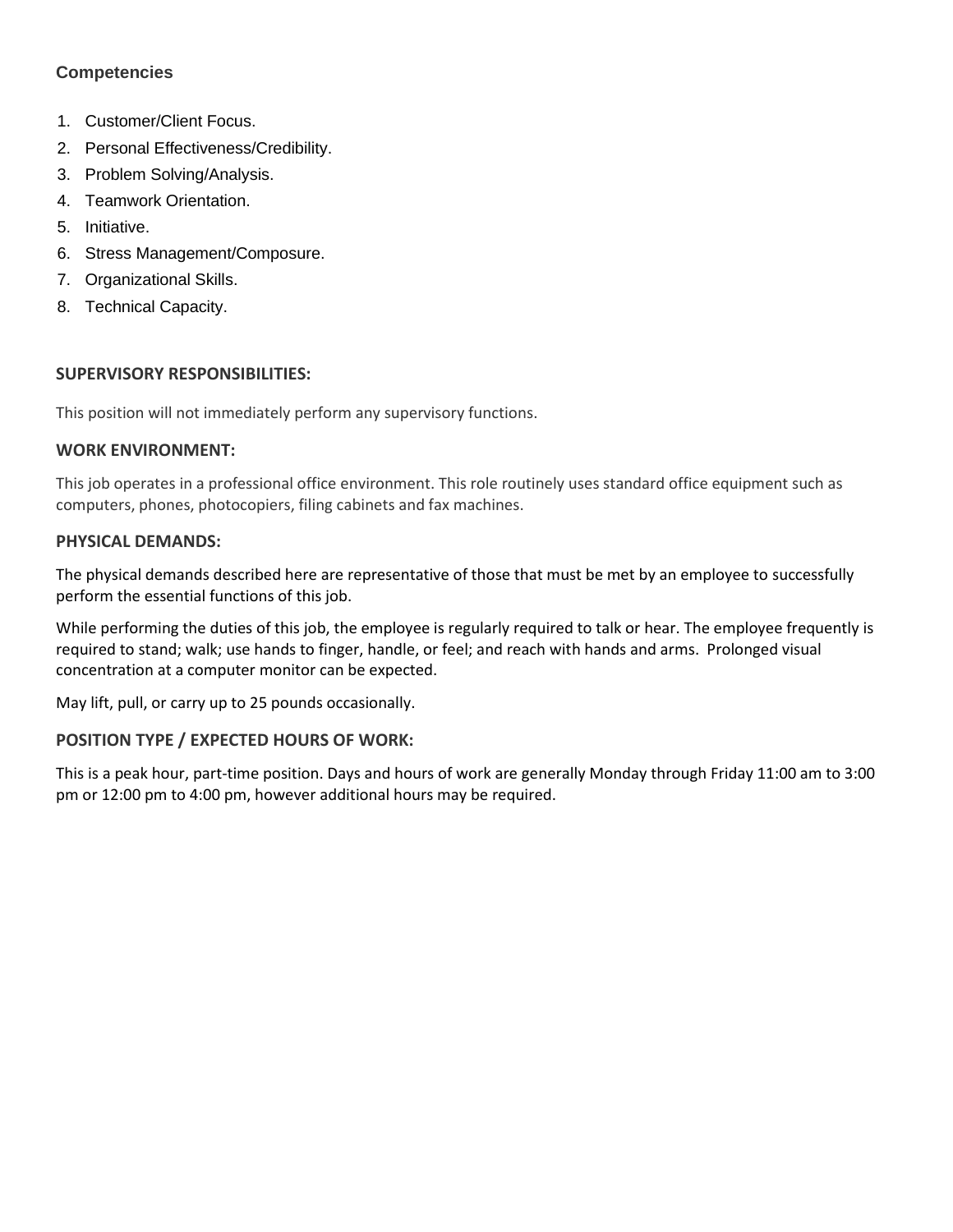### Competencies

1. Customer/Client Focus.
2. Personal Effectiveness/Credibility.
3. Problem Solving/Analysis.
4. Teamwork Orientation.
5. Initiative.
6. Stress Management/Composure.
7. Organizational Skills.
8. Technical Capacity.

### SUPERVISORY RESPONSIBILITIES:

This position will not immediately perform any supervisory functions.

### WORK ENVIRONMENT:

This job operates in a professional office environment. This role routinely uses standard office equipment such as computers, phones, photocopiers, filing cabinets and fax machines.

### PHYSICAL DEMANDS:

The physical demands described here are representative of those that must be met by an employee to successfully perform the essential functions of this job.

While performing the duties of this job, the employee is regularly required to talk or hear. The employee frequently is required to stand; walk; use hands to finger, handle, or feel; and reach with hands and arms. Prolonged visual concentration at a computer monitor can be expected.

May lift, pull, or carry up to 25 pounds occasionally.

### POSITION TYPE / EXPECTED HOURS OF WORK:

This is a peak hour, part-time position. Days and hours of work are generally Monday through Friday 11:00 am to 3:00 pm or 12:00 pm to 4:00 pm, however additional hours may be required.